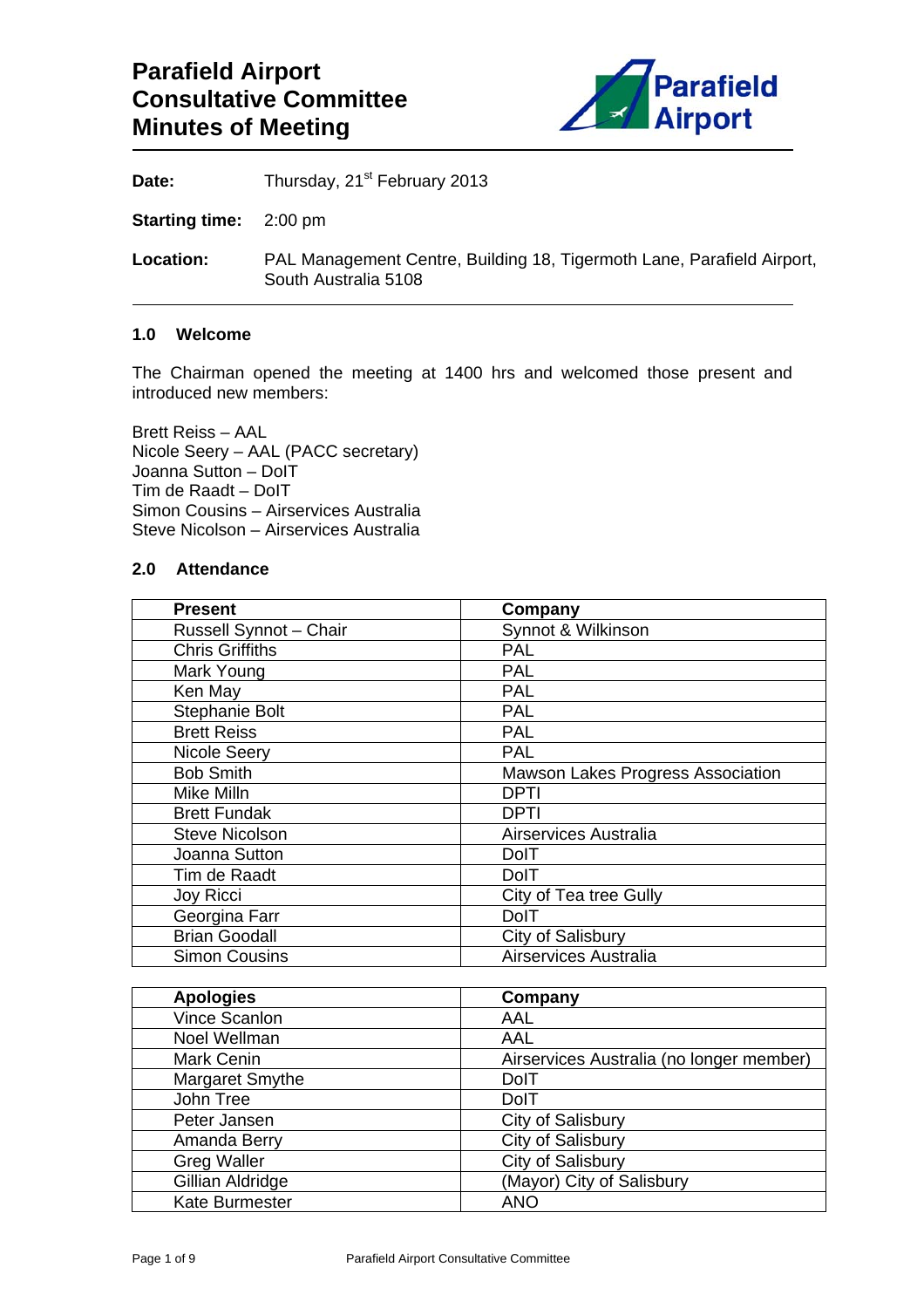# Parafield Airport Consultative Committee Minutes of Meeting

**Date:** Thursday, 21st February 2013

**Starting time:** 2:00 pm

**Location:** PAL Management Centre, Building 18, Tigermoth Lane, Parafield Airport, South Australia 5108

## 1.0 Welcome

The Chairman opened the meeting at 1400 hrs and welcomed those present and introduced new members:

Brett Reiss – AAL
Nicole Seery – AAL (PACC secretary)
Joanna Sutton – DoIT
Tim de Raadt – DoIT
Simon Cousins – Airservices Australia
Steve Nicolson – Airservices Australia

## 2.0 Attendance

| Present | Company |
|---|---|
| Russell Synnot – Chair | Synot & Wilkinson |
| Chris Griffiths | PAL |
| Mark Young | PAL |
| Ken May | PAL |
| Stephanie Bolt | PAL |
| Brett Reiss | PAL |
| Nicole Seery | PAL |
| Bob Smith | Mawson Lakes Progress Association |
| Mike Milln | DPTI |
| Brett Fundak | DPTI |
| Steve Nicolson | Airservices Australia |
| Joanna Sutton | DoIT |
| Tim de Raadt | DoIT |
| Joy Ricci | City of Tea tree Gully |
| Georgina Farr | DoIT |
| Brian Goodall | City of Salisbury |
| Simon Cousins | Airservices Australia |

| Apologies | Company |
|---|---|
| Vince Scanlon | AAL |
| Noel Wellman | AAL |
| Mark Cenin | Airservices Australia (no longer member) |
| Margaret Smythe | DoIT |
| John Tree | DoIT |
| Peter Jansen | City of Salisbury |
| Amanda Berry | City of Salisbury |
| Greg Waller | City of Salisbury |
| Gillian Aldridge | (Mayor) City of Salisbury |
| Kate Burmester | ANO |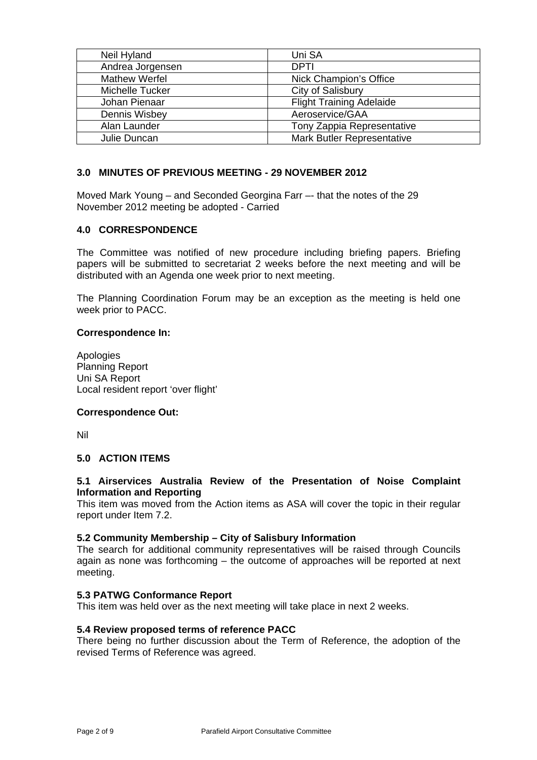| Neil Hyland | Uni SA |
|---|---|
| Andrea Jorgensen | DPTI |
| Mathew Werfel | Nick Champion's Office |
| Michelle Tucker | City of Salisbury |
| Johan Pienaar | Flight Training Adelaide |
| Dennis Wisbey | Aeroservice/GAA |
| Alan Launder | Tony Zappia Representative |
| Julie Duncan | Mark Butler Representative |

## 3.0 MINUTES OF PREVIOUS MEETING - 29 NOVEMBER 2012

Moved Mark Young – and Seconded Georgina Farr –- that the notes of the 29 November 2012 meeting be adopted - Carried

## 4.0 CORRESPONDENCE

The Committee was notified of new procedure including briefing papers. Briefing papers will be submitted to secretariat 2 weeks before the next meeting and will be distributed with an Agenda one week prior to next meeting.

The Planning Coordination Forum may be an exception as the meeting is held one week prior to PACC.

**Correspondence In:**

Apologies
Planning Report
Uni SA Report
Local resident report 'over flight'

**Correspondence Out:**

Nil

## 5.0 ACTION ITEMS

### 5.1 Airservices Australia Review of the Presentation of Noise Complaint Information and Reporting

This item was moved from the Action items as ASA will cover the topic in their regular report under Item 7.2.

### 5.2 Community Membership – City of Salisbury Information

The search for additional community representatives will be raised through Councils again as none was forthcoming – the outcome of approaches will be reported at next meeting.

### 5.3 PATWG Conformance Report

This item was held over as the next meeting will take place in next 2 weeks.

### 5.4 Review proposed terms of reference PACC

There being no further discussion about the Term of Reference, the adoption of the revised Terms of Reference was agreed.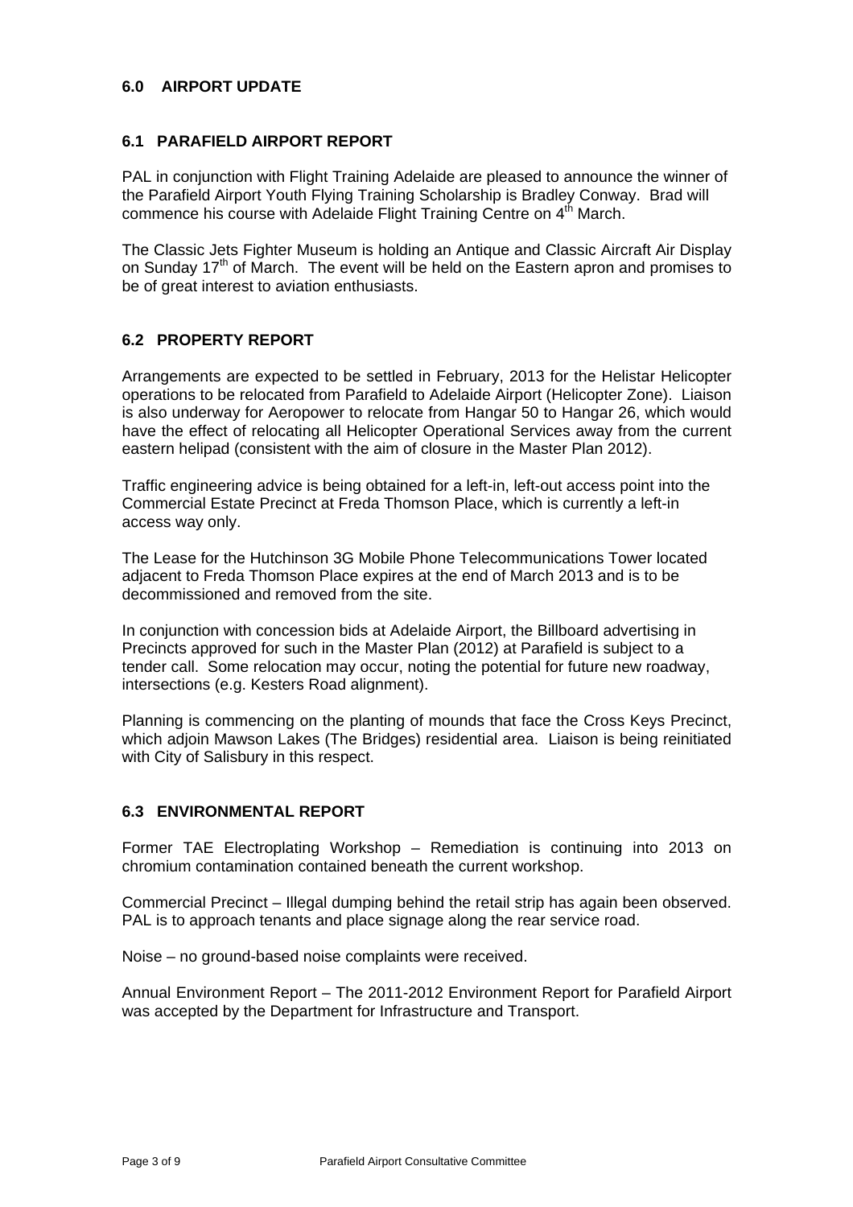## 6.0 AIRPORT UPDATE

### 6.1 PARAFIELD AIRPORT REPORT

PAL in conjunction with Flight Training Adelaide are pleased to announce the winner of the Parafield Airport Youth Flying Training Scholarship is Bradley Conway. Brad will commence his course with Adelaide Flight Training Centre on 4th March.

The Classic Jets Fighter Museum is holding an Antique and Classic Aircraft Air Display on Sunday 17th of March. The event will be held on the Eastern apron and promises to be of great interest to aviation enthusiasts.

### 6.2 PROPERTY REPORT

Arrangements are expected to be settled in February, 2013 for the Helistar Helicopter operations to be relocated from Parafield to Adelaide Airport (Helicopter Zone). Liaison is also underway for Aeropower to relocate from Hangar 50 to Hangar 26, which would have the effect of relocating all Helicopter Operational Services away from the current eastern helipad (consistent with the aim of closure in the Master Plan 2012).

Traffic engineering advice is being obtained for a left-in, left-out access point into the Commercial Estate Precinct at Freda Thomson Place, which is currently a left-in access way only.

The Lease for the Hutchinson 3G Mobile Phone Telecommunications Tower located adjacent to Freda Thomson Place expires at the end of March 2013 and is to be decommissioned and removed from the site.

In conjunction with concession bids at Adelaide Airport, the Billboard advertising in Precincts approved for such in the Master Plan (2012) at Parafield is subject to a tender call. Some relocation may occur, noting the potential for future new roadway, intersections (e.g. Kesters Road alignment).

Planning is commencing on the planting of mounds that face the Cross Keys Precinct, which adjoin Mawson Lakes (The Bridges) residential area. Liaison is being reinitiated with City of Salisbury in this respect.

### 6.3 ENVIRONMENTAL REPORT

Former TAE Electroplating Workshop – Remediation is continuing into 2013 on chromium contamination contained beneath the current workshop.

Commercial Precinct – Illegal dumping behind the retail strip has again been observed. PAL is to approach tenants and place signage along the rear service road.

Noise – no ground-based noise complaints were received.

Annual Environment Report – The 2011-2012 Environment Report for Parafield Airport was accepted by the Department for Infrastructure and Transport.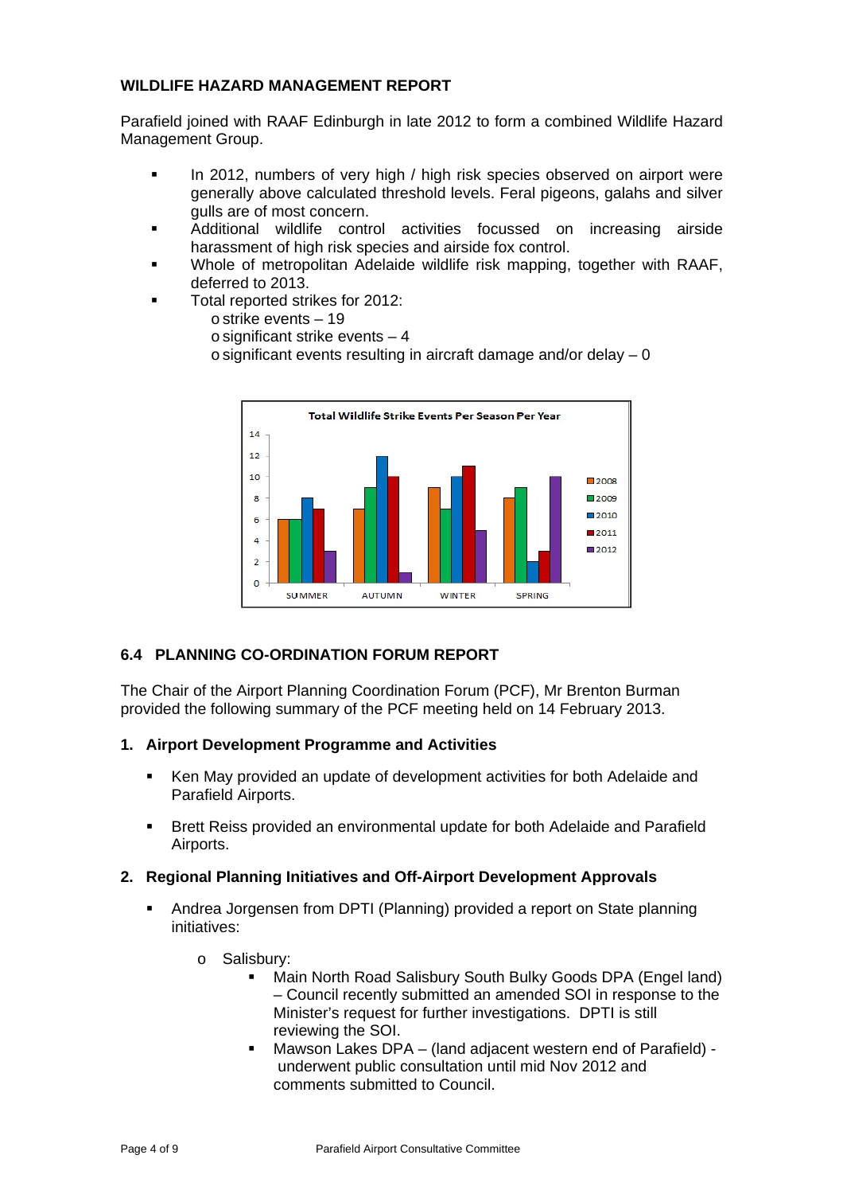## WILDLIFE HAZARD MANAGEMENT REPORT

Parafield joined with RAAF Edinburgh in late 2012 to form a combined Wildlife Hazard Management Group.

- In 2012, numbers of very high / high risk species observed on airport were generally above calculated threshold levels. Feral pigeons, galahs and silver gulls are of most concern.
- Additional wildlife control activities focussed on increasing airside harassment of high risk species and airside fox control.
- Whole of metropolitan Adelaide wildlife risk mapping, together with RAAF, deferred to 2013.
- Total reported strikes for 2012:
    - strike events – 19
    - significant strike events – 4
    - significant events resulting in aircraft damage and/or delay – 0

**Total Wildlife Strike Events Per Season Per Year**

| Season | 2008 | 2009 | 2010 | 2011 | 2012 |
|---|---|---|---|---|---|
| SUMMER | 6 | 6 | 8 | 7 | 3 |
| AUTUMN | 7 | 9 | 12 | 10 | 1 |
| WINTER | 9 | 7 | 10 | 11 | 5 |
| SPRING | 8 | 9 | 2 | 3 | 10 |

## 6.4 PLANNING CO-ORDINATION FORUM REPORT

The Chair of the Airport Planning Coordination Forum (PCF), Mr Brenton Burman provided the following summary of the PCF meeting held on 14 February 2013.

### 1. Airport Development Programme and Activities

- Ken May provided an update of development activities for both Adelaide and Parafield Airports.
- Brett Reiss provided an environmental update for both Adelaide and Parafield Airports.

### 2. Regional Planning Initiatives and Off-Airport Development Approvals

- Andrea Jorgensen from DPTI (Planning) provided a report on State planning initiatives:
    - Salisbury:
        - Main North Road Salisbury South Bulky Goods DPA (Engel land) – Council recently submitted an amended SOI in response to the Minister's request for further investigations. DPTI is still reviewing the SOI.
        - Mawson Lakes DPA – (land adjacent western end of Parafield) - underwent public consultation until mid Nov 2012 and comments submitted to Council.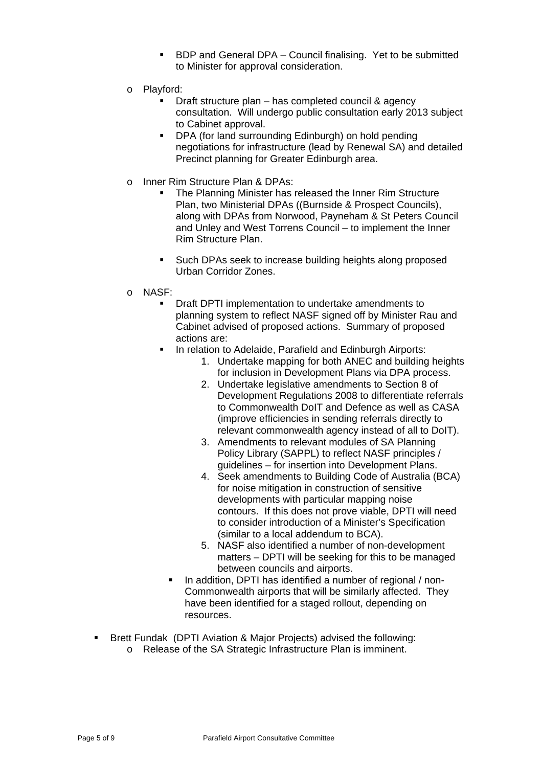- BDP and General DPA – Council finalising. Yet to be submitted to Minister for approval consideration.

  - Playford:
    - Draft structure plan – has completed council & agency consultation. Will undergo public consultation early 2013 subject to Cabinet approval.
    - DPA (for land surrounding Edinburgh) on hold pending negotiations for infrastructure (lead by Renewal SA) and detailed Precinct planning for Greater Edinburgh area.

  - Inner Rim Structure Plan & DPAs:
    - The Planning Minister has released the Inner Rim Structure Plan, two Ministerial DPAs ((Burnside & Prospect Councils), along with DPAs from Norwood, Payneham & St Peters Council and Unley and West Torrens Council – to implement the Inner Rim Structure Plan.

    - Such DPAs seek to increase building heights along proposed Urban Corridor Zones.

  - NASF:
    - Draft DPTI implementation to undertake amendments to planning system to reflect NASF signed off by Minister Rau and Cabinet advised of proposed actions. Summary of proposed actions are:
    - In relation to Adelaide, Parafield and Edinburgh Airports:
      1. Undertake mapping for both ANEC and building heights for inclusion in Development Plans via DPA process.
      2. Undertake legislative amendments to Section 8 of Development Regulations 2008 to differentiate referrals to Commonwealth DoIT and Defence as well as CASA (improve efficiencies in sending referrals directly to relevant commonwealth agency instead of all to DoIT).
      3. Amendments to relevant modules of SA Planning Policy Library (SAPPL) to reflect NASF principles / guidelines – for insertion into Development Plans.
      4. Seek amendments to Building Code of Australia (BCA) for noise mitigation in construction of sensitive developments with particular mapping noise contours. If this does not prove viable, DPTI will need to consider introduction of a Minister's Specification (similar to a local addendum to BCA).
      5. NASF also identified a number of non-development matters – DPTI will be seeking for this to be managed between councils and airports.
    - In addition, DPTI has identified a number of regional / non-Commonwealth airports that will be similarly affected. They have been identified for a staged rollout, depending on resources.

- Brett Fundak (DPTI Aviation & Major Projects) advised the following:
  - Release of the SA Strategic Infrastructure Plan is imminent.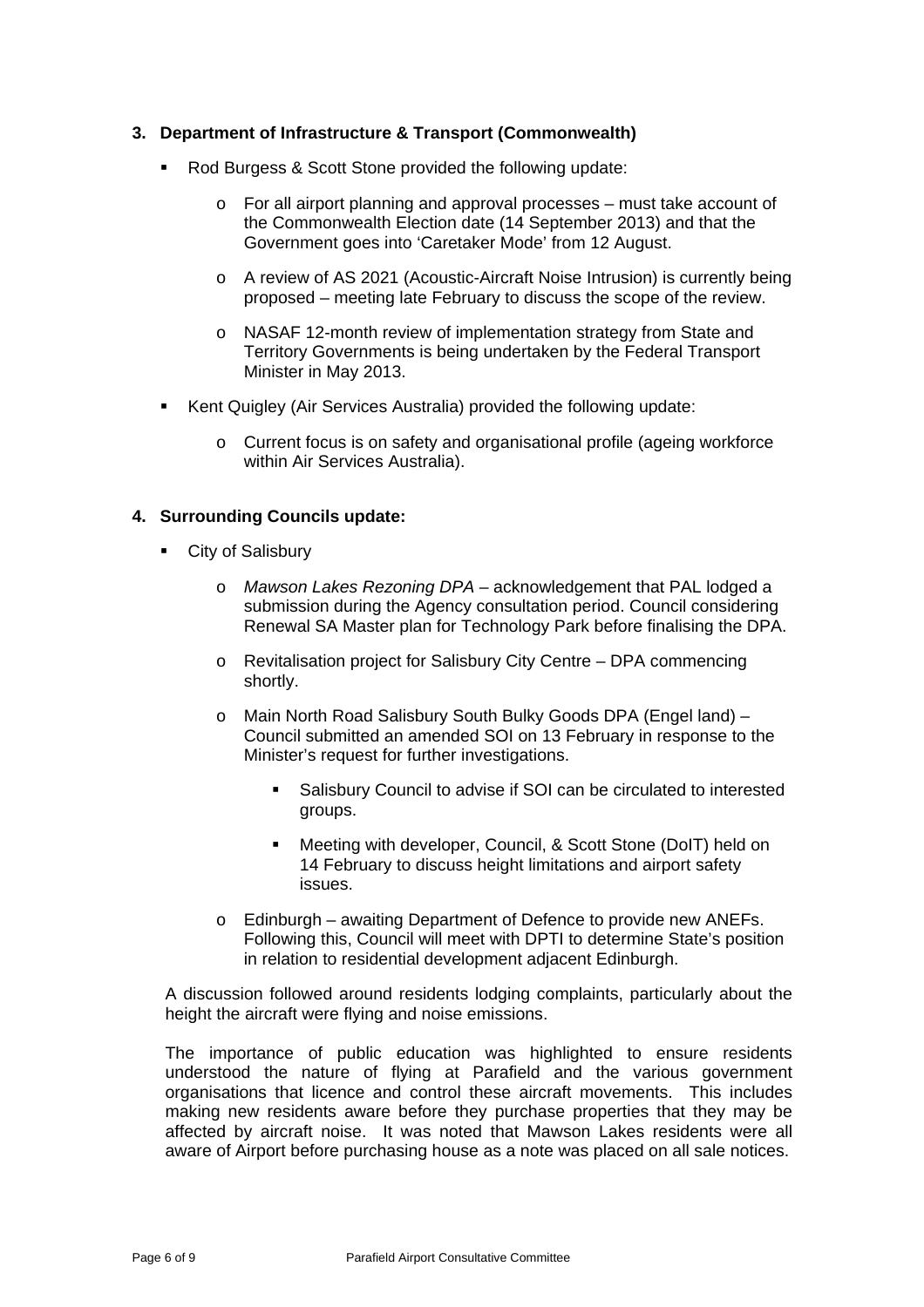**3. Department of Infrastructure & Transport (Commonwealth)**

- Rod Burgess & Scott Stone provided the following update:
  - For all airport planning and approval processes – must take account of the Commonwealth Election date (14 September 2013) and that the Government goes into 'Caretaker Mode' from 12 August.
  - A review of AS 2021 (Acoustic-Aircraft Noise Intrusion) is currently being proposed – meeting late February to discuss the scope of the review.
  - NASAF 12-month review of implementation strategy from State and Territory Governments is being undertaken by the Federal Transport Minister in May 2013.
- Kent Quigley (Air Services Australia) provided the following update:
  - Current focus is on safety and organisational profile (ageing workforce within Air Services Australia).

**4. Surrounding Councils update:**

- City of Salisbury
  - *Mawson Lakes Rezoning DPA* – acknowledgement that PAL lodged a submission during the Agency consultation period. Council considering Renewal SA Master plan for Technology Park before finalising the DPA.
  - Revitalisation project for Salisbury City Centre – DPA commencing shortly.
  - Main North Road Salisbury South Bulky Goods DPA (Engel land) – Council submitted an amended SOI on 13 February in response to the Minister's request for further investigations.
    - Salisbury Council to advise if SOI can be circulated to interested groups.
    - Meeting with developer, Council, & Scott Stone (DoIT) held on 14 February to discuss height limitations and airport safety issues.
  - Edinburgh – awaiting Department of Defence to provide new ANEFs. Following this, Council will meet with DPTI to determine State's position in relation to residential development adjacent Edinburgh.

A discussion followed around residents lodging complaints, particularly about the height the aircraft were flying and noise emissions.

The importance of public education was highlighted to ensure residents understood the nature of flying at Parafield and the various government organisations that licence and control these aircraft movements. This includes making new residents aware before they purchase properties that they may be affected by aircraft noise. It was noted that Mawson Lakes residents were all aware of Airport before purchasing house as a note was placed on all sale notices.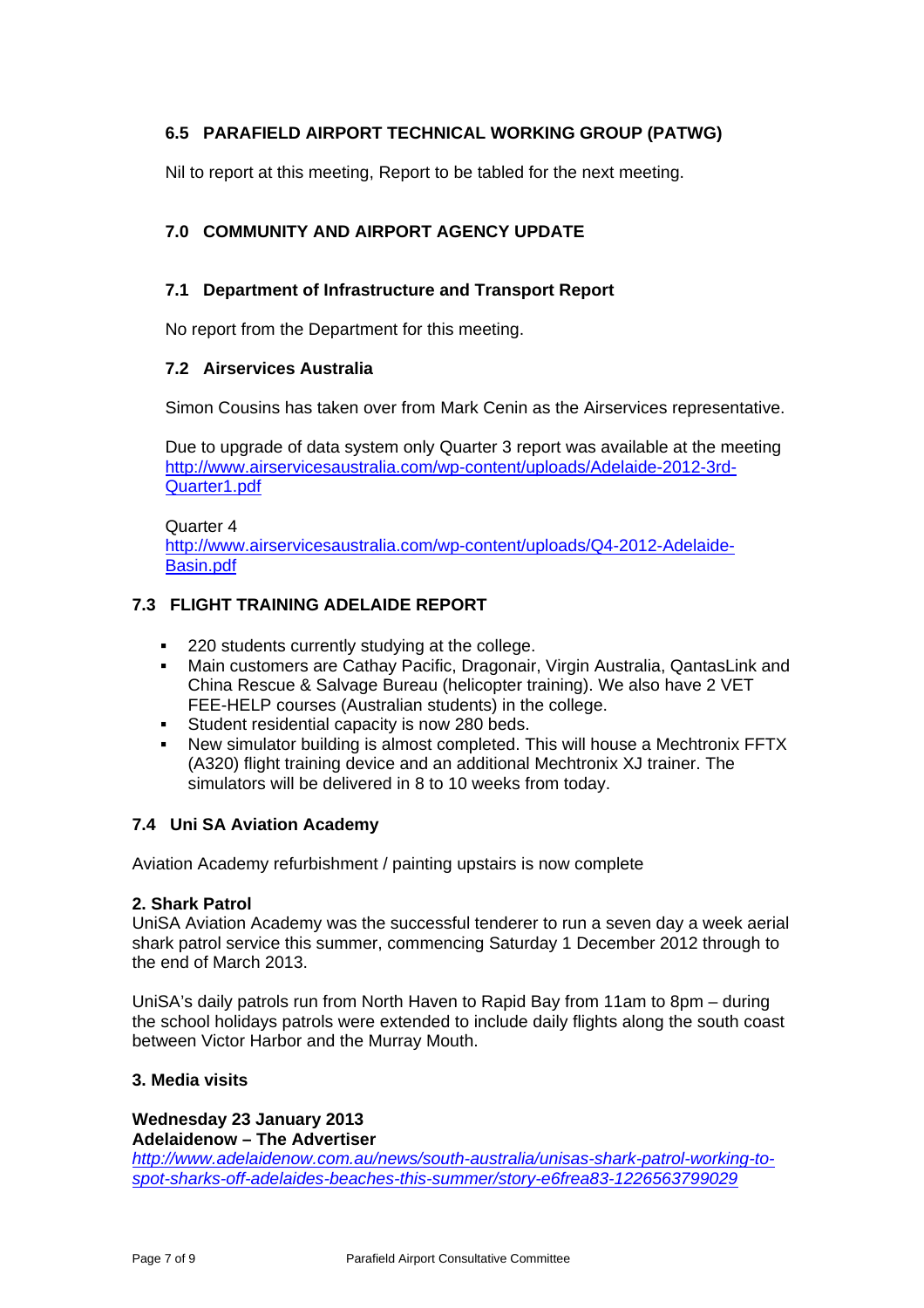### 6.5 PARAFIELD AIRPORT TECHNICAL WORKING GROUP (PATWG)

Nil to report at this meeting, Report to be tabled for the next meeting.

## 7.0 COMMUNITY AND AIRPORT AGENCY UPDATE

### 7.1 Department of Infrastructure and Transport Report

No report from the Department for this meeting.

### 7.2 Airservices Australia

Simon Cousins has taken over from Mark Cenin as the Airservices representative.

Due to upgrade of data system only Quarter 3 report was available at the meeting http://www.airservicesaustralia.com/wp-content/uploads/Adelaide-2012-3rd-Quarter1.pdf

Quarter 4
http://www.airservicesaustralia.com/wp-content/uploads/Q4-2012-Adelaide-Basin.pdf

### 7.3 FLIGHT TRAINING ADELAIDE REPORT

- 220 students currently studying at the college.
- Main customers are Cathay Pacific, Dragonair, Virgin Australia, QantasLink and China Rescue & Salvage Bureau (helicopter training). We also have 2 VET FEE-HELP courses (Australian students) in the college.
- Student residential capacity is now 280 beds.
- New simulator building is almost completed. This will house a Mechtronix FFTX (A320) flight training device and an additional Mechtronix XJ trainer. The simulators will be delivered in 8 to 10 weeks from today.

### 7.4 Uni SA Aviation Academy

Aviation Academy refurbishment / painting upstairs is now complete

**2. Shark Patrol**

UniSA Aviation Academy was the successful tenderer to run a seven day a week aerial shark patrol service this summer, commencing Saturday 1 December 2012 through to the end of March 2013.

UniSA's daily patrols run from North Haven to Rapid Bay from 11am to 8pm – during the school holidays patrols were extended to include daily flights along the south coast between Victor Harbor and the Murray Mouth.

**3. Media visits**

**Wednesday 23 January 2013**
**Adelaidenow – The Advertiser**
*http://www.adelaidenow.com.au/news/south-australia/unisas-shark-patrol-working-to-spot-sharks-off-adelaides-beaches-this-summer/story-e6frea83-1226563799029*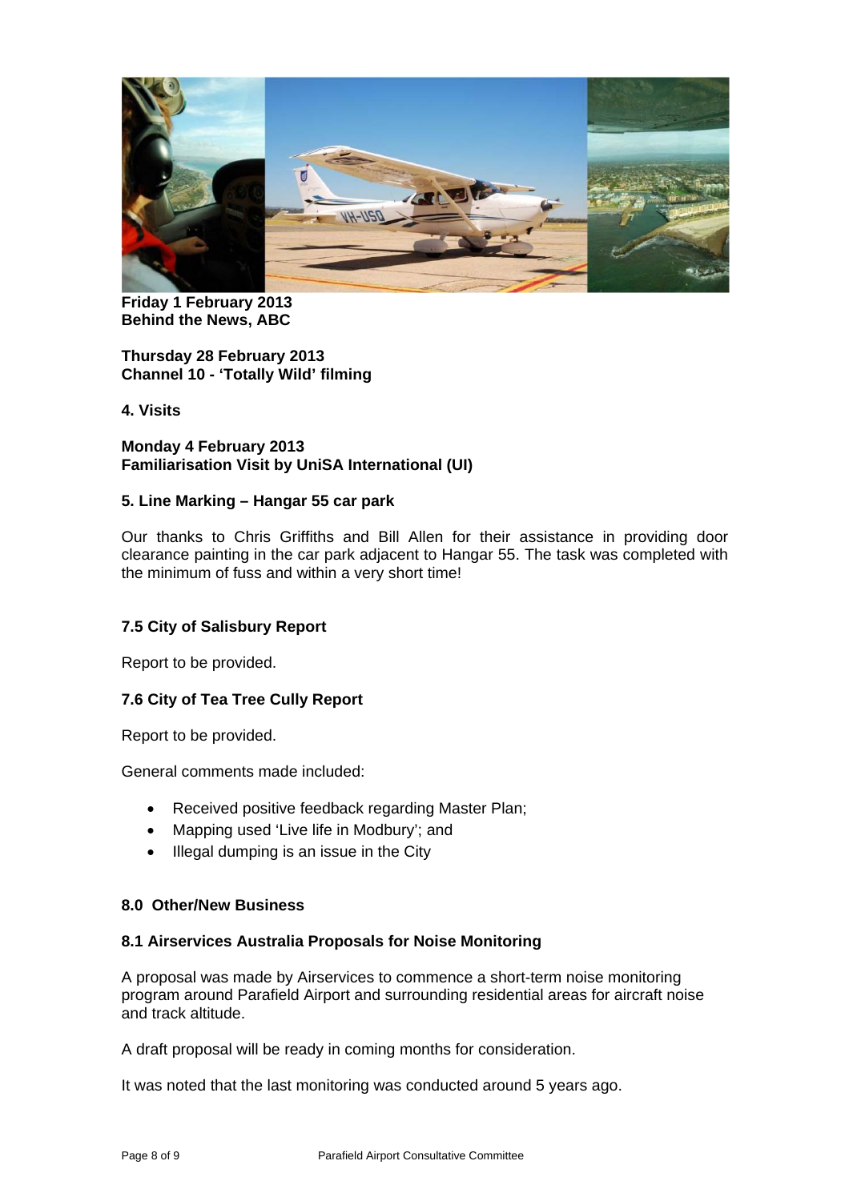**Friday 1 February 2013**
**Behind the News, ABC**

**Thursday 28 February 2013**
**Channel 10 - 'Totally Wild' filming**

**4. Visits**

**Monday 4 February 2013**
**Familiarisation Visit by UniSA International (UI)**

**5. Line Marking – Hangar 55 car park**

Our thanks to Chris Griffiths and Bill Allen for their assistance in providing door clearance painting in the car park adjacent to Hangar 55. The task was completed with the minimum of fuss and within a very short time!

### 7.5 City of Salisbury Report

Report to be provided.

### 7.6 City of Tea Tree Cully Report

Report to be provided.

General comments made included:

- Received positive feedback regarding Master Plan;
- Mapping used 'Live life in Modbury'; and
- Illegal dumping is an issue in the City

## 8.0 Other/New Business

### 8.1 Airservices Australia Proposals for Noise Monitoring

A proposal was made by Airservices to commence a short-term noise monitoring program around Parafield Airport and surrounding residential areas for aircraft noise and track altitude.

A draft proposal will be ready in coming months for consideration.

It was noted that the last monitoring was conducted around 5 years ago.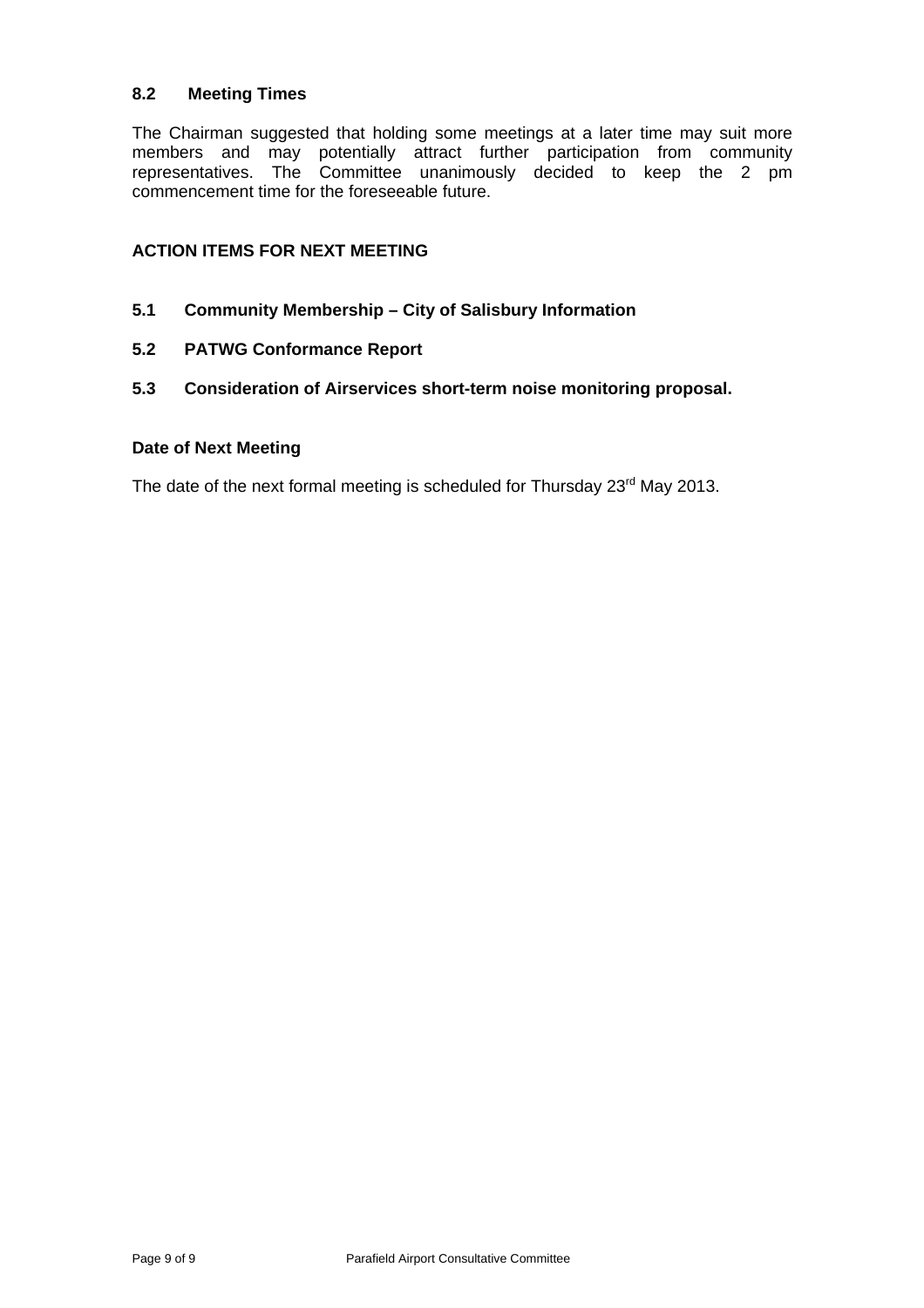### 8.2 Meeting Times

The Chairman suggested that holding some meetings at a later time may suit more members and may potentially attract further participation from community representatives. The Committee unanimously decided to keep the 2 pm commencement time for the foreseeable future.

### ACTION ITEMS FOR NEXT MEETING

**5.1 Community Membership – City of Salisbury Information**

**5.2 PATWG Conformance Report**

**5.3 Consideration of Airservices short-term noise monitoring proposal.**

### Date of Next Meeting

The date of the next formal meeting is scheduled for Thursday 23rd May 2013.